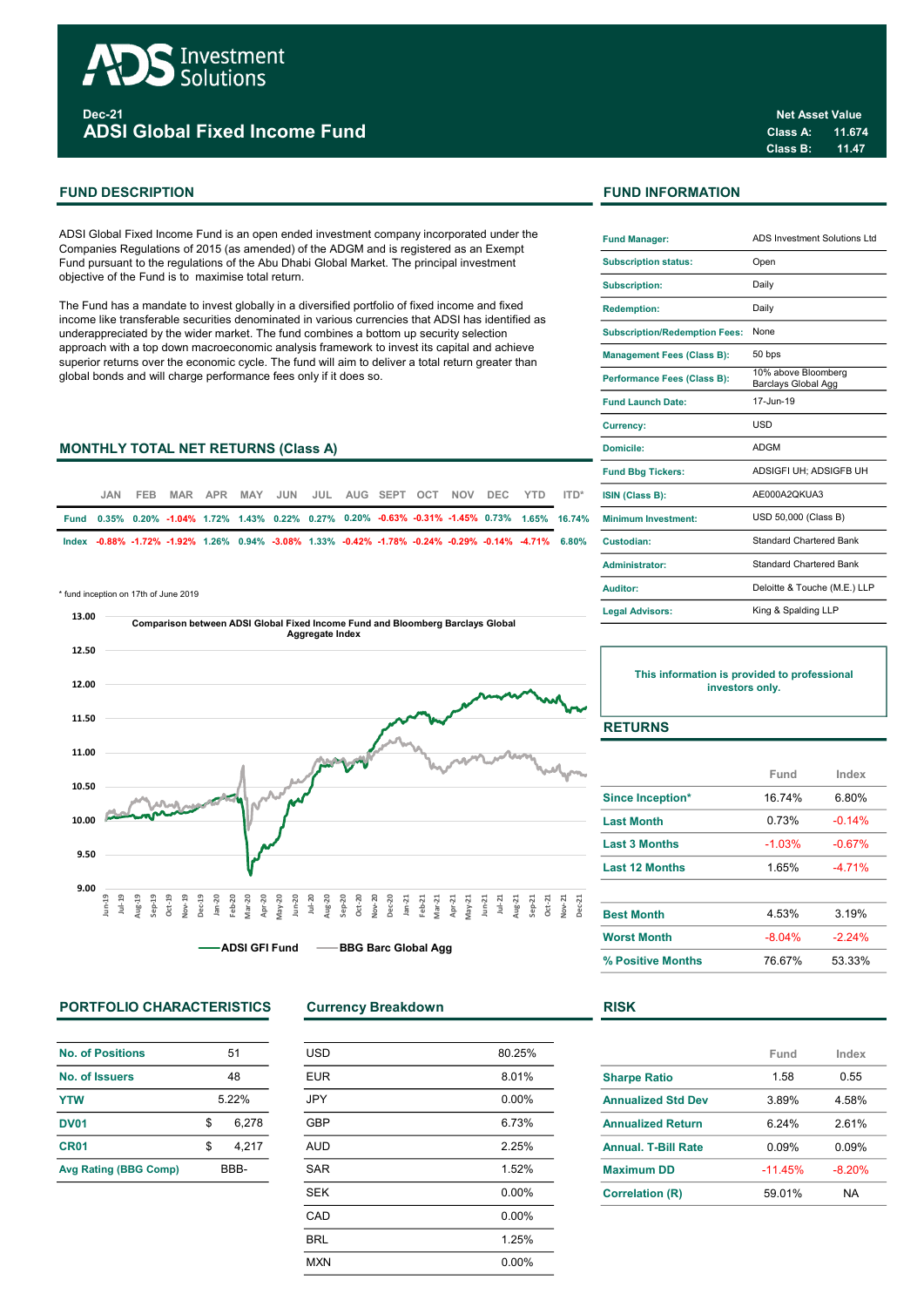ADS Investment Solutions

Dec-21

# ADSI Global Fixed Income Fund

**Net Asset Value**

| | |
|---|---|
| Class A: | 11.674 |
| Class B: | 11.47 |

## FUND DESCRIPTION

ADSI Global Fixed Income Fund is an open ended investment company incorporated under the Companies Regulations of 2015 (as amended) of the ADGM and is registered as an Exempt Fund pursuant to the regulations of the Abu Dhabi Global Market. The principal investment objective of the Fund is to maximise total return.

The Fund has a mandate to invest globally in a diversified portfolio of fixed income and fixed income like transferable securities denominated in various currencies that ADSI has identified as underappreciated by the wider market. The fund combines a bottom up security selection approach with a top down macroeconomic analysis framework to invest its capital and achieve superior returns over the economic cycle. The fund will aim to deliver a total return greater than global bonds and will charge performance fees only if it does so.

## MONTHLY TOTAL NET RETURNS (Class A)

| | JAN | FEB | MAR | APR | MAY | JUN | JUL | AUG | SEPT | OCT | NOV | DEC | YTD | ITD* |
|---|---|---|---|---|---|---|---|---|---|---|---|---|---|---|
| Fund | 0.35% | 0.20% | -1.04% | 1.72% | 1.43% | 0.22% | 0.27% | 0.20% | -0.63% | -0.31% | -1.45% | 0.73% | 1.65% | 16.74% |
| Index | -0.88% | -1.72% | -1.92% | 1.26% | 0.94% | -3.08% | 1.33% | -0.42% | -1.78% | -0.24% | -0.29% | -0.14% | -4.71% | 6.80% |

* fund inception on 17th of June 2019

Comparison between ADSI Global Fixed Income Fund and Bloomberg Barclays Global Aggregate Index

ADSI GFI Fund — BBG Barc Global Agg

## FUND INFORMATION

| | |
|---|---|
| Fund Manager: | ADS Investment Solutions Ltd |
| Subscription status: | Open |
| Subscription: | Daily |
| Redemption: | Daily |
| Subscription/Redemption Fees: | None |
| Management Fees (Class B): | 50 bps |
| Performance Fees (Class B): | 10% above Bloomberg Barclays Global Agg |
| Fund Launch Date: | 17-Jun-19 |
| Currency: | USD |
| Domicile: | ADGM |
| Fund Bbg Tickers: | ADSIGFI UH; ADSIGFB UH |
| ISIN (Class B): | AE000A2QKUA3 |
| Minimum Investment: | USD 50,000 (Class B) |
| Custodian: | Standard Chartered Bank |
| Administrator: | Standard Chartered Bank |
| Auditor: | Deloitte & Touche (M.E.) LLP |
| Legal Advisors: | King & Spalding LLP |

This information is provided to professional investors only.

## RETURNS

| | Fund | Index |
|---|---|---|
| Since Inception* | 16.74% | 6.80% |
| Last Month | 0.73% | -0.14% |
| Last 3 Months | -1.03% | -0.67% |
| Last 12 Months | 1.65% | -4.71% |
| Best Month | 4.53% | 3.19% |
| Worst Month | -8.04% | -2.24% |
| % Positive Months | 76.67% | 53.33% |

## PORTFOLIO CHARACTERISTICS

| | |
|---|---|
| No. of Positions | 51 |
| No. of Issuers | 48 |
| YTW | 5.22% |
| DV01 | $ 6,278 |
| CR01 | $ 4,217 |
| Avg Rating (BBG Comp) | BBB- |

## Currency Breakdown

| | |
|---|---|
| USD | 80.25% |
| EUR | 8.01% |
| JPY | 0.00% |
| GBP | 6.73% |
| AUD | 2.25% |
| SAR | 1.52% |
| SEK | 0.00% |
| CAD | 0.00% |
| BRL | 1.25% |
| MXN | 0.00% |

## RISK

| | Fund | Index |
|---|---|---|
| Sharpe Ratio | 1.58 | 0.55 |
| Annualized Std Dev | 3.89% | 4.58% |
| Annualized Return | 6.24% | 2.61% |
| Annual. T-Bill Rate | 0.09% | 0.09% |
| Maximum DD | -11.45% | -8.20% |
| Correlation (R) | 59.01% | NA |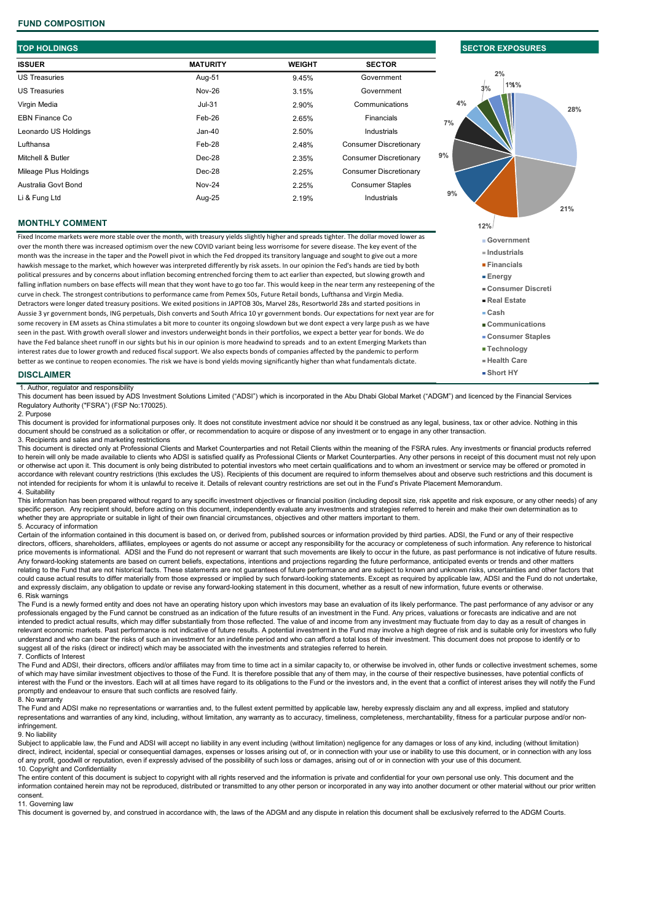## FUND COMPOSITION

### TOP HOLDINGS

| ISSUER | MATURITY | WEIGHT | SECTOR |
|---|---|---|---|
| US Treasuries | Aug-51 | 9.45% | Government |
| US Treasuries | Nov-26 | 3.15% | Government |
| Virgin Media | Jul-31 | 2.90% | Communications |
| EBN Finance Co | Feb-26 | 2.65% | Financials |
| Leonardo US Holdings | Jan-40 | 2.50% | Industrials |
| Lufthansa | Feb-28 | 2.48% | Consumer Discretionary |
| Mitchell & Butler | Dec-28 | 2.35% | Consumer Discretionary |
| Mileage Plus Holdings | Dec-28 | 2.25% | Consumer Discretionary |
| Australia Govt Bond | Nov-24 | 2.25% | Consumer Staples |
| Li & Fung Ltd | Aug-25 | 2.19% | Industrials |

### SECTOR EXPOSURES

28%
21%
12%
9%
9%
7%
4%
3%
2%
1%
1%

Government
Industrials
Financials
Energy
Consumer Discreti
Real Estate
Cash
Communications
Consumer Staples
Technology
Health Care
Short HY

### MONTHLY COMMENT

Fixed Income markets were more stable over the month, with treasury yields slightly higher and spreads tighter. The dollar moved lower as over the month there was increased optimism over the new COVID variant being less worrisome for severe disease. The key event of the month was the increase in the taper and the Powell pivot in which the Fed dropped its transitory language and sought to give out a more hawkish message to the market, which however was interpreted differently by risk assets. In our opinion the Fed's hands are tied by both political pressures and by concerns about inflation becoming entrenched forcing them to act earlier than expected, but slowing growth and falling inflation numbers on base effects will mean that they wont have to go too far. This would keep in the near term any resteepening of the curve in check. The strongest contributions to performance came from Pemex 50s, Future Retail bonds, Lufthansa and Virgin Media. Detractors were longer dated treasury positions. We exited positions in JAPTOB 30s, Marvel 28s, Resortworld 28s and started positions in Aussie 3 yr government bonds, ING perpetuals, Dish converts and South Africa 10 yr government bonds. Our expectations for next year are for some recovery in EM assets as China stimulates a bit more to counter its ongoing slowdown but we dont expect a very large push as we have seen in the past. With growth overall slower and investors underweight bonds in their portfolios, we expect a better year for bonds. We do have the Fed balance sheet runoff in our sights but his in our opinion is more headwind to spreads and to an extent Emerging Markets than interest rates due to lower growth and reduced fiscal support. We also expects bonds of companies affected by the pandemic to perform better as we continue to reopen economies. The risk we have is bond yields moving significantly higher than what fundamentals dictate.

### DISCLAIMER

1. Author, regulator and responsibility

This document has been issued by ADS Investment Solutions Limited ("ADSI") which is incorporated in the Abu Dhabi Global Market ("ADGM") and licenced by the Financial Services Regulatory Authority ("FSRA") (FSP No:170025).

2. Purpose

This document is provided for informational purposes only. It does not constitute investment advice nor should it be construed as any legal, business, tax or other advice. Nothing in this document should be construed as a solicitation or offer, or recommendation to acquire or dispose of any investment or to engage in any other transaction.

3. Recipients and sales and marketing restrictions

This document is directed only at Professional Clients and Market Counterparties and not Retail Clients within the meaning of the FSRA rules. Any investments or financial products referred to herein will only be made available to clients who ADSI is satisfied qualify as Professional Clients or Market Counterparties. Any other persons in receipt of this document must not rely upon or otherwise act upon it. This document is only being distributed to potential investors who meet certain qualifications and to whom an investment or service may be offered or promoted in accordance with relevant country restrictions (this excludes the US). Recipients of this document are required to inform themselves about and observe such restrictions and this document is not intended for recipients for whom it is unlawful to receive it. Details of relevant country restrictions are set out in the Fund's Private Placement Memorandum.

4. Suitability

This information has been prepared without regard to any specific investment objectives or financial position (including deposit size, risk appetite and risk exposure, or any other needs) of any specific person. Any recipient should, before acting on this document, independently evaluate any investments and strategies referred to herein and make their own determination as to whether they are appropriate or suitable in light of their own financial circumstances, objectives and other matters important to them.

5. Accuracy of information

Certain of the information contained in this document is based on, or derived from, published sources or information provided by third parties. ADSI, the Fund or any of their respective directors, officers, shareholders, affiliates, employees or agents do not assume or accept any responsibility for the accuracy or completeness of such information. Any reference to historical price movements is informational. ADSI and the Fund do not represent or warrant that such movements are likely to occur in the future, as past performance is not indicative of future results. Any forward-looking statements are based on current beliefs, expectations, intentions and projections regarding the future performance, anticipated events or trends and other matters relating to the Fund that are not historical facts. These statements are not guarantees of future performance and are subject to known and unknown risks, uncertainties and other factors that could cause actual results to differ materially from those expressed or implied by such forward-looking statements. Except as required by applicable law, ADSI and the Fund do not undertake, and expressly disclaim, any obligation to update or revise any forward-looking statement in this document, whether as a result of new information, future events or otherwise.

6. Risk warnings

The Fund is a newly formed entity and does not have an operating history upon which investors may base an evaluation of its likely performance. The past performance of any advisor or any professionals engaged by the Fund cannot be construed as an indication of the future results of an investment in the Fund. Any prices, valuations or forecasts are indicative and are not intended to predict actual results, which may differ substantially from those reflected. The value of and income from any investment may fluctuate from day to day as a result of changes in relevant economic markets. Past performance is not indicative of future results. A potential investment in the Fund may involve a high degree of risk and is suitable only for investors who fully understand and who can bear the risks of such an investment for an indefinite period and who can afford a total loss of their investment. This document does not propose to identify or to suggest all of the risks (direct or indirect) which may be associated with the investments and strategies referred to herein.

7. Conflicts of Interest

The Fund and ADSI, their directors, officers and/or affiliates may from time to time act in a similar capacity to, or otherwise be involved in, other funds or collective investment schemes, some of which may have similar investment objectives to those of the Fund. It is therefore possible that any of them may, in the course of their respective businesses, have potential conflicts of interest with the Fund or the investors. Each will at all times have regard to its obligations to the Fund or the investors and, in the event that a conflict of interest arises they will notify the Fund promptly and endeavour to ensure that such conflicts are resolved fairly.

8. No warranty

The Fund and ADSI make no representations or warranties and, to the fullest extent permitted by applicable law, hereby expressly disclaim any and all express, implied and statutory representations and warranties of any kind, including, without limitation, any warranty as to accuracy, timeliness, completeness, merchantability, fitness for a particular purpose and/or non-infringement.

9. No liability

Subject to applicable law, the Fund and ADSI will accept no liability in any event including (without limitation) negligence for any damages or loss of any kind, including (without limitation) direct, indirect, incidental, special or consequential damages, expenses or losses arising out of, or in connection with your use or inability to use this document, or in connection with any loss of any profit, goodwill or reputation, even if expressly advised of the possibility of such loss or damages, arising out of or in connection with your use of this document.

10. Copyright and Confidentiality

The entire content of this document is subject to copyright with all rights reserved and the information is private and confidential for your own personal use only. This document and the information contained herein may not be reproduced, distributed or transmitted to any other person or incorporated in any way into another document or other material without our prior written consent.

11. Governing law

This document is governed by, and construed in accordance with, the laws of the ADGM and any dispute in relation this document shall be exclusively referred to the ADGM Courts.